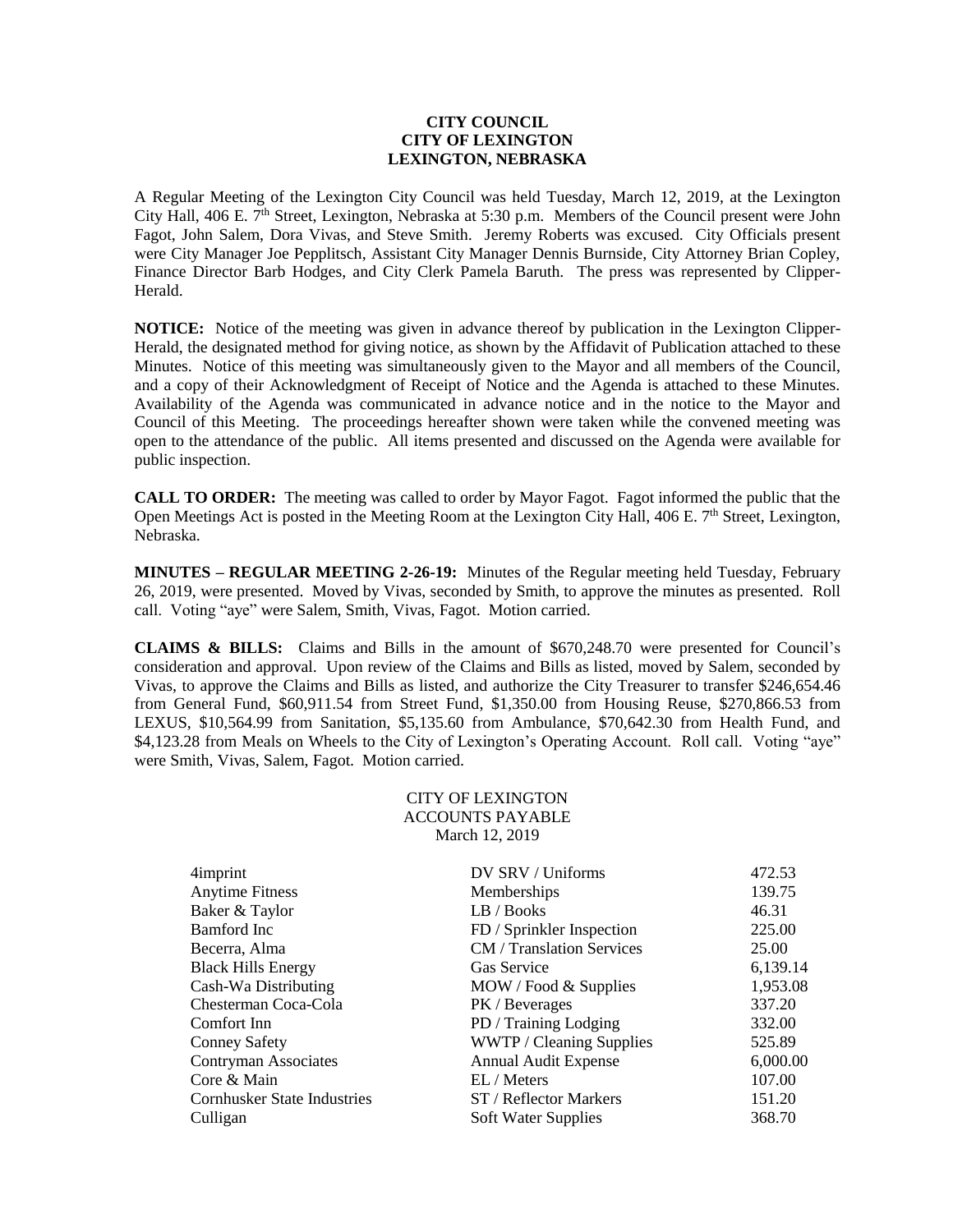**CITY COUNCIL**
**CITY OF LEXINGTON**
**LEXINGTON, NEBRASKA**

A Regular Meeting of the Lexington City Council was held Tuesday, March 12, 2019, at the Lexington City Hall, 406 E. 7th Street, Lexington, Nebraska at 5:30 p.m. Members of the Council present were John Fagot, John Salem, Dora Vivas, and Steve Smith. Jeremy Roberts was excused. City Officials present were City Manager Joe Pepplitsch, Assistant City Manager Dennis Burnside, City Attorney Brian Copley, Finance Director Barb Hodges, and City Clerk Pamela Baruth. The press was represented by Clipper-Herald.

**NOTICE:** Notice of the meeting was given in advance thereof by publication in the Lexington Clipper-Herald, the designated method for giving notice, as shown by the Affidavit of Publication attached to these Minutes. Notice of this meeting was simultaneously given to the Mayor and all members of the Council, and a copy of their Acknowledgment of Receipt of Notice and the Agenda is attached to these Minutes. Availability of the Agenda was communicated in advance notice and in the notice to the Mayor and Council of this Meeting. The proceedings hereafter shown were taken while the convened meeting was open to the attendance of the public. All items presented and discussed on the Agenda were available for public inspection.

**CALL TO ORDER:** The meeting was called to order by Mayor Fagot. Fagot informed the public that the Open Meetings Act is posted in the Meeting Room at the Lexington City Hall, 406 E. 7th Street, Lexington, Nebraska.

**MINUTES – REGULAR MEETING 2-26-19:** Minutes of the Regular meeting held Tuesday, February 26, 2019, were presented. Moved by Vivas, seconded by Smith, to approve the minutes as presented. Roll call. Voting "aye" were Salem, Smith, Vivas, Fagot. Motion carried.

**CLAIMS & BILLS:** Claims and Bills in the amount of $670,248.70 were presented for Council's consideration and approval. Upon review of the Claims and Bills as listed, moved by Salem, seconded by Vivas, to approve the Claims and Bills as listed, and authorize the City Treasurer to transfer $246,654.46 from General Fund, $60,911.54 from Street Fund, $1,350.00 from Housing Reuse, $270,866.53 from LEXUS, $10,564.99 from Sanitation, $5,135.60 from Ambulance, $70,642.30 from Health Fund, and $4,123.28 from Meals on Wheels to the City of Lexington's Operating Account. Roll call. Voting "aye" were Smith, Vivas, Salem, Fagot. Motion carried.

CITY OF LEXINGTON
ACCOUNTS PAYABLE
March 12, 2019

| | | |
|---|---|---|
| 4imprint | DV SRV / Uniforms | 472.53 |
| Anytime Fitness | Memberships | 139.75 |
| Baker & Taylor | LB / Books | 46.31 |
| Bamford Inc | FD / Sprinkler Inspection | 225.00 |
| Becerra, Alma | CM / Translation Services | 25.00 |
| Black Hills Energy | Gas Service | 6,139.14 |
| Cash-Wa Distributing | MOW / Food & Supplies | 1,953.08 |
| Chesterman Coca-Cola | PK / Beverages | 337.20 |
| Comfort Inn | PD / Training Lodging | 332.00 |
| Conney Safety | WWTP / Cleaning Supplies | 525.89 |
| Contryman Associates | Annual Audit Expense | 6,000.00 |
| Core & Main | EL / Meters | 107.00 |
| Cornhusker State Industries | ST / Reflector Markers | 151.20 |
| Culligan | Soft Water Supplies | 368.70 |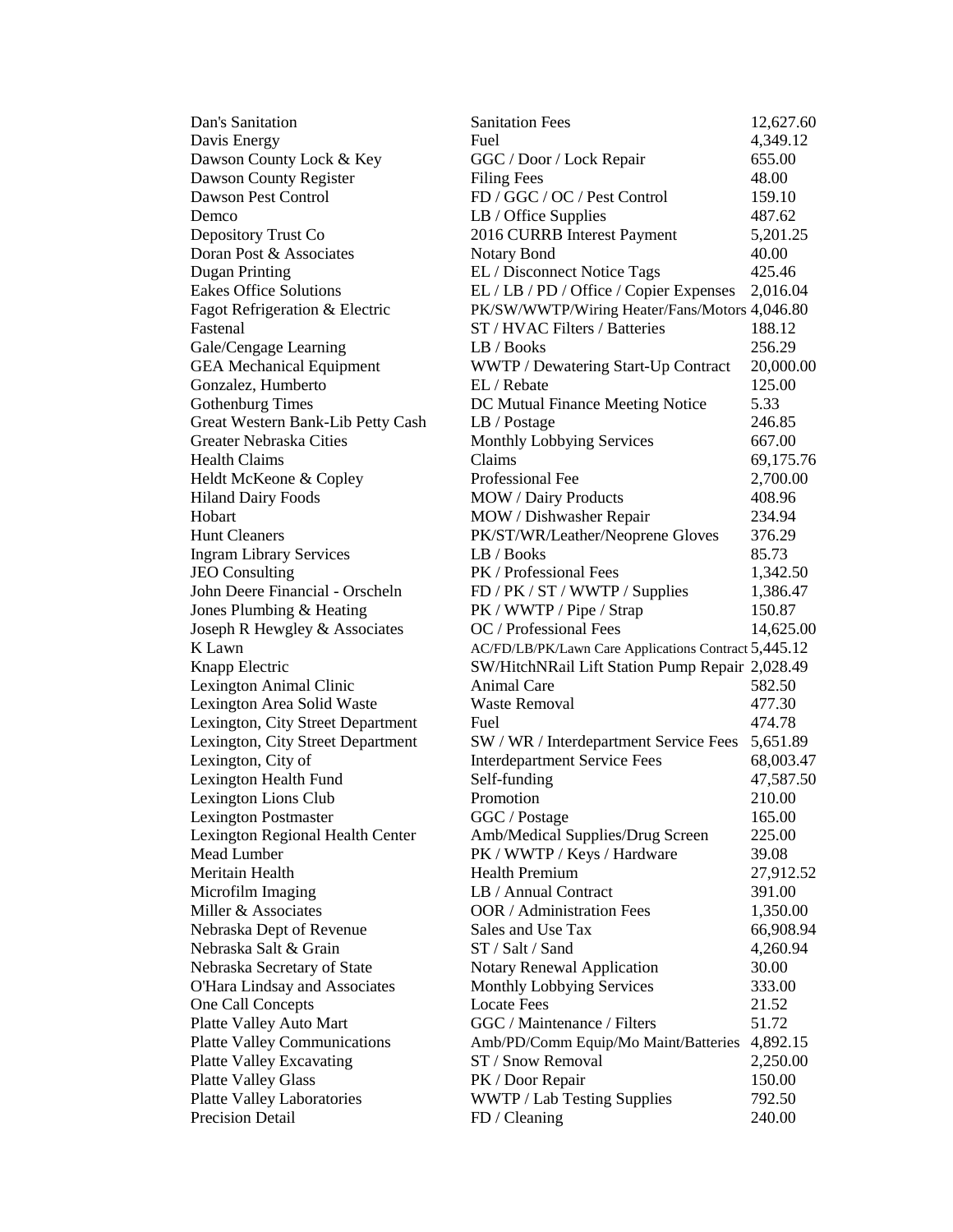| | | |
|---|---|---|
| Dan's Sanitation | Sanitation Fees | 12,627.60 |
| Davis Energy | Fuel | 4,349.12 |
| Dawson County Lock & Key | GGC / Door / Lock Repair | 655.00 |
| Dawson County Register | Filing Fees | 48.00 |
| Dawson Pest Control | FD / GGC / OC / Pest Control | 159.10 |
| Demco | LB / Office Supplies | 487.62 |
| Depository Trust Co | 2016 CURRB Interest Payment | 5,201.25 |
| Doran Post & Associates | Notary Bond | 40.00 |
| Dugan Printing | EL / Disconnect Notice Tags | 425.46 |
| Eakes Office Solutions | EL / LB / PD / Office / Copier Expenses | 2,016.04 |
| Fagot Refrigeration & Electric | PK/SW/WWTP/Wiring Heater/Fans/Motors | 4,046.80 |
| Fastenal | ST / HVAC Filters / Batteries | 188.12 |
| Gale/Cengage Learning | LB / Books | 256.29 |
| GEA Mechanical Equipment | WWTP / Dewatering Start-Up Contract | 20,000.00 |
| Gonzalez, Humberto | EL / Rebate | 125.00 |
| Gothenburg Times | DC Mutual Finance Meeting Notice | 5.33 |
| Great Western Bank-Lib Petty Cash | LB / Postage | 246.85 |
| Greater Nebraska Cities | Monthly Lobbying Services | 667.00 |
| Health Claims | Claims | 69,175.76 |
| Heldt McKeone & Copley | Professional Fee | 2,700.00 |
| Hiland Dairy Foods | MOW / Dairy Products | 408.96 |
| Hobart | MOW / Dishwasher Repair | 234.94 |
| Hunt Cleaners | PK/ST/WR/Leather/Neoprene Gloves | 376.29 |
| Ingram Library Services | LB / Books | 85.73 |
| JEO Consulting | PK / Professional Fees | 1,342.50 |
| John Deere Financial - Orscheln | FD / PK / ST / WWTP / Supplies | 1,386.47 |
| Jones Plumbing & Heating | PK / WWTP / Pipe / Strap | 150.87 |
| Joseph R Hewgley & Associates | OC / Professional Fees | 14,625.00 |
| K Lawn | AC/FD/LB/PK/Lawn Care Applications Contract | 5,445.12 |
| Knapp Electric | SW/HitchNRail Lift Station Pump Repair | 2,028.49 |
| Lexington Animal Clinic | Animal Care | 582.50 |
| Lexington Area Solid Waste | Waste Removal | 477.30 |
| Lexington, City Street Department | Fuel | 474.78 |
| Lexington, City Street Department | SW / WR / Interdepartment Service Fees | 5,651.89 |
| Lexington, City of | Interdepartment Service Fees | 68,003.47 |
| Lexington Health Fund | Self-funding | 47,587.50 |
| Lexington Lions Club | Promotion | 210.00 |
| Lexington Postmaster | GGC / Postage | 165.00 |
| Lexington Regional Health Center | Amb/Medical Supplies/Drug Screen | 225.00 |
| Mead Lumber | PK / WWTP / Keys / Hardware | 39.08 |
| Meritain Health | Health Premium | 27,912.52 |
| Microfilm Imaging | LB / Annual Contract | 391.00 |
| Miller & Associates | OOR / Administration Fees | 1,350.00 |
| Nebraska Dept of Revenue | Sales and Use Tax | 66,908.94 |
| Nebraska Salt & Grain | ST / Salt / Sand | 4,260.94 |
| Nebraska Secretary of State | Notary Renewal Application | 30.00 |
| O'Hara Lindsay and Associates | Monthly Lobbying Services | 333.00 |
| One Call Concepts | Locate Fees | 21.52 |
| Platte Valley Auto Mart | GGC / Maintenance / Filters | 51.72 |
| Platte Valley Communications | Amb/PD/Comm Equip/Mo Maint/Batteries | 4,892.15 |
| Platte Valley Excavating | ST / Snow Removal | 2,250.00 |
| Platte Valley Glass | PK / Door Repair | 150.00 |
| Platte Valley Laboratories | WWTP / Lab Testing Supplies | 792.50 |
| Precision Detail | FD / Cleaning | 240.00 |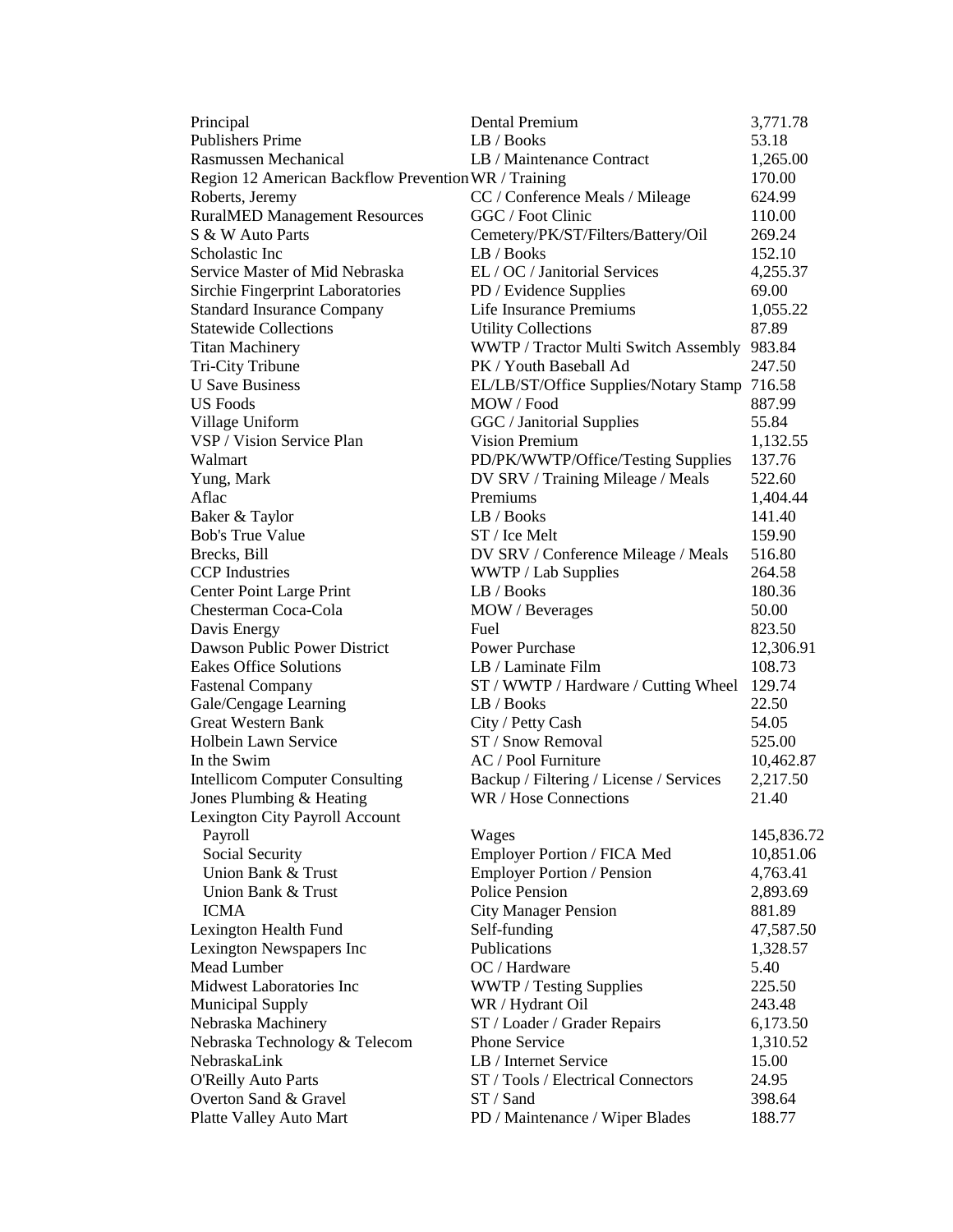| | | |
|---|---|---|
| Principal | Dental Premium | 3,771.78 |
| Publishers Prime | LB / Books | 53.18 |
| Rasmussen Mechanical | LB / Maintenance Contract | 1,265.00 |
| Region 12 American Backflow Prevention | WR / Training | 170.00 |
| Roberts, Jeremy | CC / Conference Meals / Mileage | 624.99 |
| RuralMED Management Resources | GGC / Foot Clinic | 110.00 |
| S & W Auto Parts | Cemetery/PK/ST/Filters/Battery/Oil | 269.24 |
| Scholastic Inc | LB / Books | 152.10 |
| Service Master of Mid Nebraska | EL / OC / Janitorial Services | 4,255.37 |
| Sirchie Fingerprint Laboratories | PD / Evidence Supplies | 69.00 |
| Standard Insurance Company | Life Insurance Premiums | 1,055.22 |
| Statewide Collections | Utility Collections | 87.89 |
| Titan Machinery | WWTP / Tractor Multi Switch Assembly | 983.84 |
| Tri-City Tribune | PK / Youth Baseball Ad | 247.50 |
| U Save Business | EL/LB/ST/Office Supplies/Notary Stamp | 716.58 |
| US Foods | MOW / Food | 887.99 |
| Village Uniform | GGC / Janitorial Supplies | 55.84 |
| VSP / Vision Service Plan | Vision Premium | 1,132.55 |
| Walmart | PD/PK/WWTP/Office/Testing Supplies | 137.76 |
| Yung, Mark | DV SRV / Training Mileage / Meals | 522.60 |
| Aflac | Premiums | 1,404.44 |
| Baker & Taylor | LB / Books | 141.40 |
| Bob's True Value | ST / Ice Melt | 159.90 |
| Brecks, Bill | DV SRV / Conference Mileage / Meals | 516.80 |
| CCP Industries | WWTP / Lab Supplies | 264.58 |
| Center Point Large Print | LB / Books | 180.36 |
| Chesterman Coca-Cola | MOW / Beverages | 50.00 |
| Davis Energy | Fuel | 823.50 |
| Dawson Public Power District | Power Purchase | 12,306.91 |
| Eakes Office Solutions | LB / Laminate Film | 108.73 |
| Fastenal Company | ST / WWTP / Hardware / Cutting Wheel | 129.74 |
| Gale/Cengage Learning | LB / Books | 22.50 |
| Great Western Bank | City / Petty Cash | 54.05 |
| Holbein Lawn Service | ST / Snow Removal | 525.00 |
| In the Swim | AC / Pool Furniture | 10,462.87 |
| Intellicom Computer Consulting | Backup / Filtering / License / Services | 2,217.50 |
| Jones Plumbing & Heating | WR / Hose Connections | 21.40 |
| Lexington City Payroll Account | | |
| Payroll | Wages | 145,836.72 |
| Social Security | Employer Portion / FICA Med | 10,851.06 |
| Union Bank & Trust | Employer Portion / Pension | 4,763.41 |
| Union Bank & Trust | Police Pension | 2,893.69 |
| ICMA | City Manager Pension | 881.89 |
| Lexington Health Fund | Self-funding | 47,587.50 |
| Lexington Newspapers Inc | Publications | 1,328.57 |
| Mead Lumber | OC / Hardware | 5.40 |
| Midwest Laboratories Inc | WWTP / Testing Supplies | 225.50 |
| Municipal Supply | WR / Hydrant Oil | 243.48 |
| Nebraska Machinery | ST / Loader / Grader Repairs | 6,173.50 |
| Nebraska Technology & Telecom | Phone Service | 1,310.52 |
| NebraskaLink | LB / Internet Service | 15.00 |
| O'Reilly Auto Parts | ST / Tools / Electrical Connectors | 24.95 |
| Overton Sand & Gravel | ST / Sand | 398.64 |
| Platte Valley Auto Mart | PD / Maintenance / Wiper Blades | 188.77 |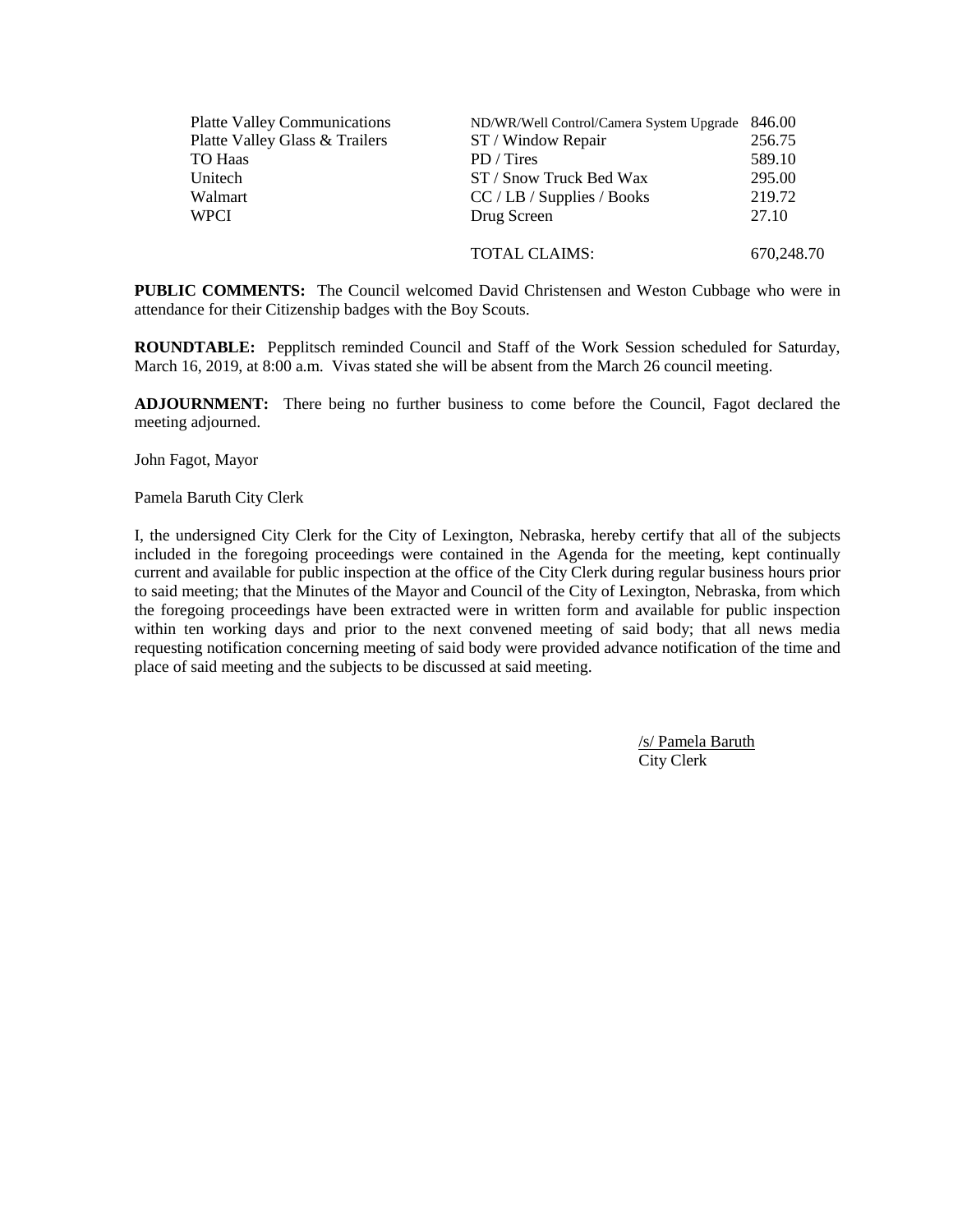| | | |
|---|---|---|
| Platte Valley Communications | ND/WR/Well Control/Camera System Upgrade | 846.00 |
| Platte Valley Glass & Trailers | ST / Window Repair | 256.75 |
| TO Haas | PD / Tires | 589.10 |
| Unitech | ST / Snow Truck Bed Wax | 295.00 |
| Walmart | CC / LB / Supplies / Books | 219.72 |
| WPCI | Drug Screen | 27.10 |
| | TOTAL CLAIMS: | 670,248.70 |

**PUBLIC COMMENTS:** The Council welcomed David Christensen and Weston Cubbage who were in attendance for their Citizenship badges with the Boy Scouts.

**ROUNDTABLE:** Pepplitsch reminded Council and Staff of the Work Session scheduled for Saturday, March 16, 2019, at 8:00 a.m. Vivas stated she will be absent from the March 26 council meeting.

**ADJOURNMENT:** There being no further business to come before the Council, Fagot declared the meeting adjourned.

John Fagot, Mayor

Pamela Baruth City Clerk

I, the undersigned City Clerk for the City of Lexington, Nebraska, hereby certify that all of the subjects included in the foregoing proceedings were contained in the Agenda for the meeting, kept continually current and available for public inspection at the office of the City Clerk during regular business hours prior to said meeting; that the Minutes of the Mayor and Council of the City of Lexington, Nebraska, from which the foregoing proceedings have been extracted were in written form and available for public inspection within ten working days and prior to the next convened meeting of said body; that all news media requesting notification concerning meeting of said body were provided advance notification of the time and place of said meeting and the subjects to be discussed at said meeting.

/s/ Pamela Baruth
City Clerk